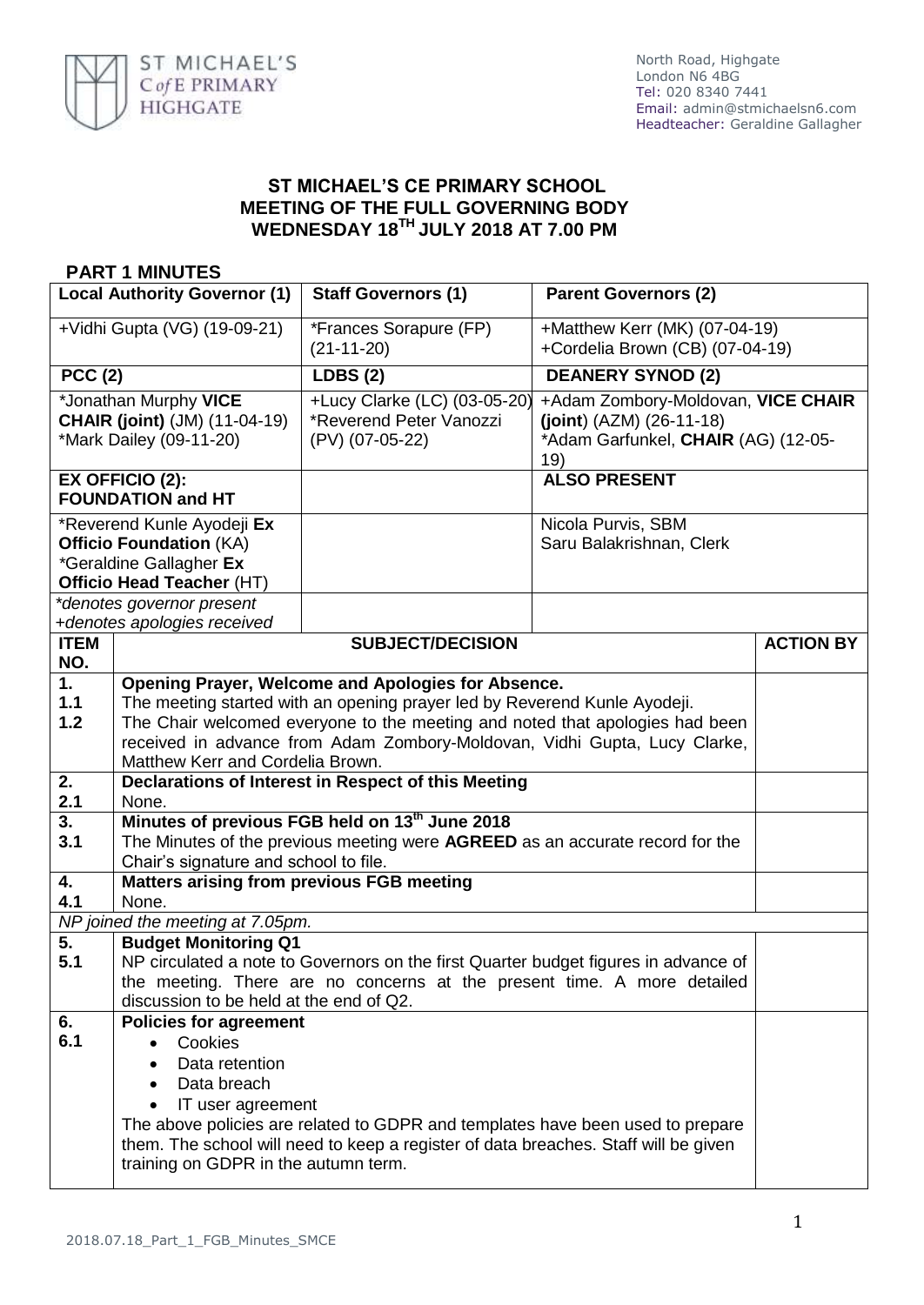ST MICHAEL'S C of E PRIMARY HIGHGATE

North Road, Highgate
London N6 4BG
Tel: 020 8340 7441
Email: admin@stmichaelsn6.com
Headteacher: Geraldine Gallagher

# ST MICHAEL'S CE PRIMARY SCHOOL
# MEETING OF THE FULL GOVERNING BODY
# WEDNESDAY 18TH JULY 2018 AT 7.00 PM

## PART 1 MINUTES

| Local Authority Governor (1) | Staff Governors (1) | Parent Governors (2) |
|---|---|---|
| +Vidhi Gupta (VG) (19-09-21) | *Frances Sorapure (FP) (21-11-20) | +Matthew Kerr (MK) (07-04-19) +Cordelia Brown (CB) (07-04-19) |
| **PCC (2)** | **LDBS (2)** | **DEANERY SYNOD (2)** |
| *Jonathan Murphy **VICE CHAIR (joint)** (JM) (11-04-19) *Mark Dailey (09-11-20) | +Lucy Clarke (LC) (03-05-20) *Reverend Peter Vanozzi (PV) (07-05-22) | +Adam Zombory-Moldovan, **VICE CHAIR (joint)** (AZM) (26-11-18) *Adam Garfunkel, **CHAIR** (AG) (12-05-19) |
| **EX OFFICIO (2): FOUNDATION and HT** | | **ALSO PRESENT** |
| *Reverend Kunle Ayodeji **Ex Officio Foundation** (KA) *Geraldine Gallagher **Ex Officio Head Teacher** (HT) | | Nicola Purvis, SBM Saru Balakrishnan, Clerk |
| *\*denotes governor present* *+denotes apologies received* | | |

| ITEM NO. | SUBJECT/DECISION | ACTION BY |
|---|---|---|
| **1.** | **Opening Prayer, Welcome and Apologies for Absence.** | |
| **1.1** | The meeting started with an opening prayer led by Reverend Kunle Ayodeji. | |
| **1.2** | The Chair welcomed everyone to the meeting and noted that apologies had been received in advance from Adam Zombory-Moldovan, Vidhi Gupta, Lucy Clarke, Matthew Kerr and Cordelia Brown. | |
| **2.** | **Declarations of Interest in Respect of this Meeting** | |
| **2.1** | None. | |
| **3.** | **Minutes of previous FGB held on 13th June 2018** | |
| **3.1** | The Minutes of the previous meeting were **AGREED** as an accurate record for the Chair's signature and school to file. | |
| **4.** | **Matters arising from previous FGB meeting** | |
| **4.1** | None. | |
| *NP joined the meeting at 7.05pm.* | | |
| **5.** | **Budget Monitoring Q1** | |
| **5.1** | NP circulated a note to Governors on the first Quarter budget figures in advance of the meeting. There are no concerns at the present time. A more detailed discussion to be held at the end of Q2. | |
| **6.** | **Policies for agreement** | |
| **6.1** | • Cookies<br>• Data retention<br>• Data breach<br>• IT user agreement<br>The above policies are related to GDPR and templates have been used to prepare them. The school will need to keep a register of data breaches. Staff will be given training on GDPR in the autumn term. | |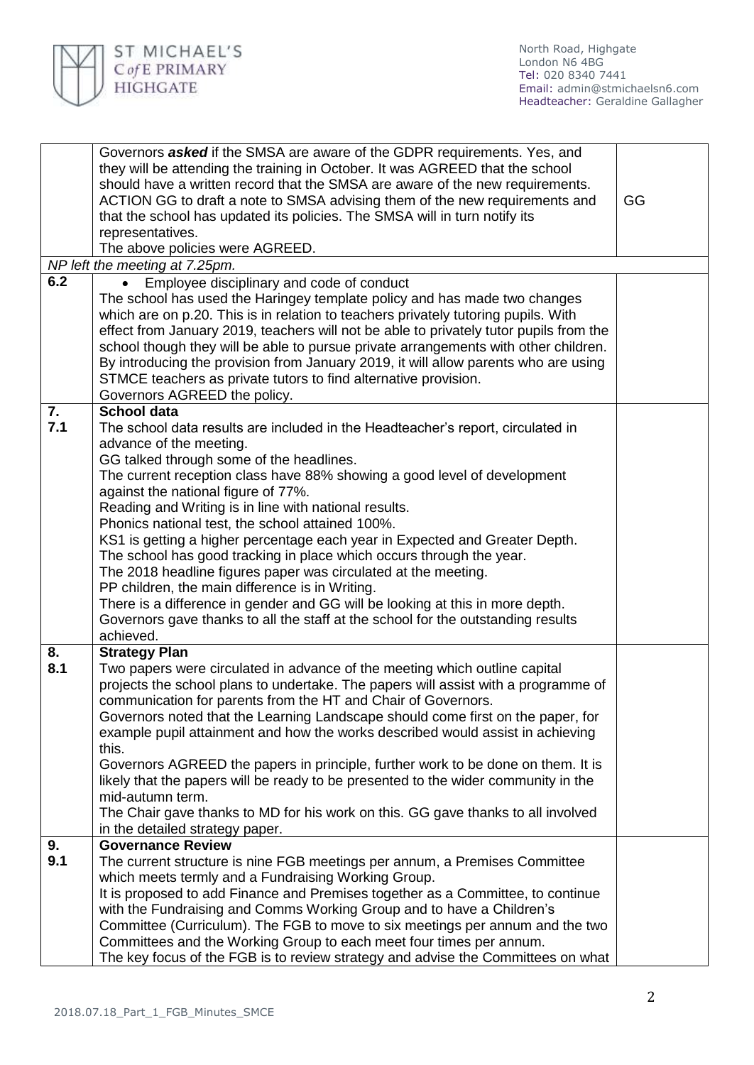| | | |
|---|---|---|
| | Governors ***asked*** if the SMSA are aware of the GDPR requirements. Yes, and they will be attending the training in October. It was AGREED that the school should have a written record that the SMSA are aware of the new requirements. ACTION GG to draft a note to SMSA advising them of the new requirements and that the school has updated its policies. The SMSA will in turn notify its representatives. The above policies were AGREED. | GG |
| *NP left the meeting at 7.25pm.* | | |
| **6.2** | • Employee disciplinary and code of conduct<br>The school has used the Haringey template policy and has made two changes which are on p.20. This is in relation to teachers privately tutoring pupils. With effect from January 2019, teachers will not be able to privately tutor pupils from the school though they will be able to pursue private arrangements with other children. By introducing the provision from January 2019, it will allow parents who are using STMCE teachers as private tutors to find alternative provision.<br>Governors AGREED the policy. | |
| **7.**<br>**7.1** | **School data**<br>The school data results are included in the Headteacher's report, circulated in advance of the meeting.<br>GG talked through some of the headlines.<br>The current reception class have 88% showing a good level of development against the national figure of 77%.<br>Reading and Writing is in line with national results.<br>Phonics national test, the school attained 100%.<br>KS1 is getting a higher percentage each year in Expected and Greater Depth.<br>The school has good tracking in place which occurs through the year.<br>The 2018 headline figures paper was circulated at the meeting.<br>PP children, the main difference is in Writing.<br>There is a difference in gender and GG will be looking at this in more depth.<br>Governors gave thanks to all the staff at the school for the outstanding results achieved. | |
| **8.**<br>**8.1** | **Strategy Plan**<br>Two papers were circulated in advance of the meeting which outline capital projects the school plans to undertake. The papers will assist with a programme of communication for parents from the HT and Chair of Governors.<br>Governors noted that the Learning Landscape should come first on the paper, for example pupil attainment and how the works described would assist in achieving this.<br>Governors AGREED the papers in principle, further work to be done on them. It is likely that the papers will be ready to be presented to the wider community in the mid-autumn term.<br>The Chair gave thanks to MD for his work on this. GG gave thanks to all involved in the detailed strategy paper. | |
| **9.**<br>**9.1** | **Governance Review**<br>The current structure is nine FGB meetings per annum, a Premises Committee which meets termly and a Fundraising Working Group.<br>It is proposed to add Finance and Premises together as a Committee, to continue with the Fundraising and Comms Working Group and to have a Children's Committee (Curriculum). The FGB to move to six meetings per annum and the two Committees and the Working Group to each meet four times per annum.<br>The key focus of the FGB is to review strategy and advise the Committees on what | |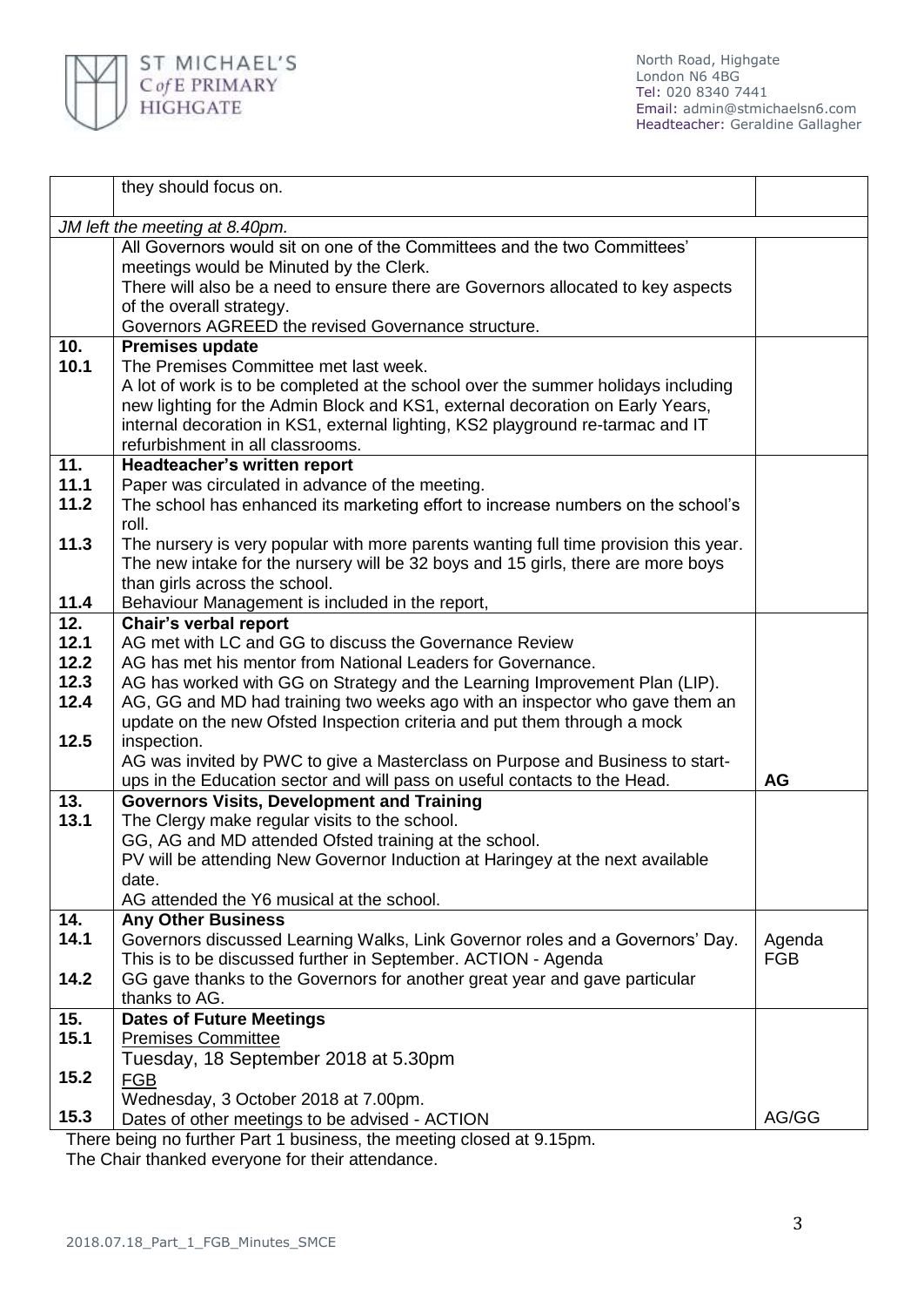| | they should focus on. | |
|---|---|---|
| *JM left the meeting at 8.40pm.* | | |
| | All Governors would sit on one of the Committees and the two Committees' meetings would be Minuted by the Clerk.<br>There will also be a need to ensure there are Governors allocated to key aspects of the overall strategy.<br>Governors AGREED the revised Governance structure. | |
| **10.**<br>**10.1** | **Premises update**<br>The Premises Committee met last week.<br>A lot of work is to be completed at the school over the summer holidays including new lighting for the Admin Block and KS1, external decoration on Early Years, internal decoration in KS1, external lighting, KS2 playground re-tarmac and IT refurbishment in all classrooms. | |
| **11.**<br>**11.1**<br>**11.2**<br><br>**11.3**<br><br><br>**11.4** | **Headteacher's written report**<br>Paper was circulated in advance of the meeting.<br>The school has enhanced its marketing effort to increase numbers on the school's roll.<br>The nursery is very popular with more parents wanting full time provision this year. The new intake for the nursery will be 32 boys and 15 girls, there are more boys than girls across the school.<br>Behaviour Management is included in the report, | |
| **12.**<br>**12.1**<br>**12.2**<br>**12.3**<br>**12.4**<br><br>**12.5** | **Chair's verbal report**<br>AG met with LC and GG to discuss the Governance Review<br>AG has met his mentor from National Leaders for Governance.<br>AG has worked with GG on Strategy and the Learning Improvement Plan (LIP).<br>AG, GG and MD had training two weeks ago with an inspector who gave them an update on the new Ofsted Inspection criteria and put them through a mock inspection.<br>AG was invited by PWC to give a Masterclass on Purpose and Business to start-ups in the Education sector and will pass on useful contacts to the Head. | **AG** |
| **13.**<br>**13.1** | **Governors Visits, Development and Training**<br>The Clergy make regular visits to the school.<br>GG, AG and MD attended Ofsted training at the school.<br>PV will be attending New Governor Induction at Haringey at the next available date.<br>AG attended the Y6 musical at the school. | |
| **14.**<br>**14.1**<br><br>**14.2** | **Any Other Business**<br>Governors discussed Learning Walks, Link Governor roles and a Governors' Day. This is to be discussed further in September. ACTION - Agenda<br>GG gave thanks to the Governors for another great year and gave particular thanks to AG. | Agenda<br>FGB |
| **15.**<br>**15.1**<br><br>**15.2**<br><br>**15.3** | **Dates of Future Meetings**<br>Premises Committee<br>Tuesday, 18 September 2018 at 5.30pm<br>FGB<br>Wednesday, 3 October 2018 at 7.00pm.<br>Dates of other meetings to be advised - ACTION | AG/GG |

There being no further Part 1 business, the meeting closed at 9.15pm.
The Chair thanked everyone for their attendance.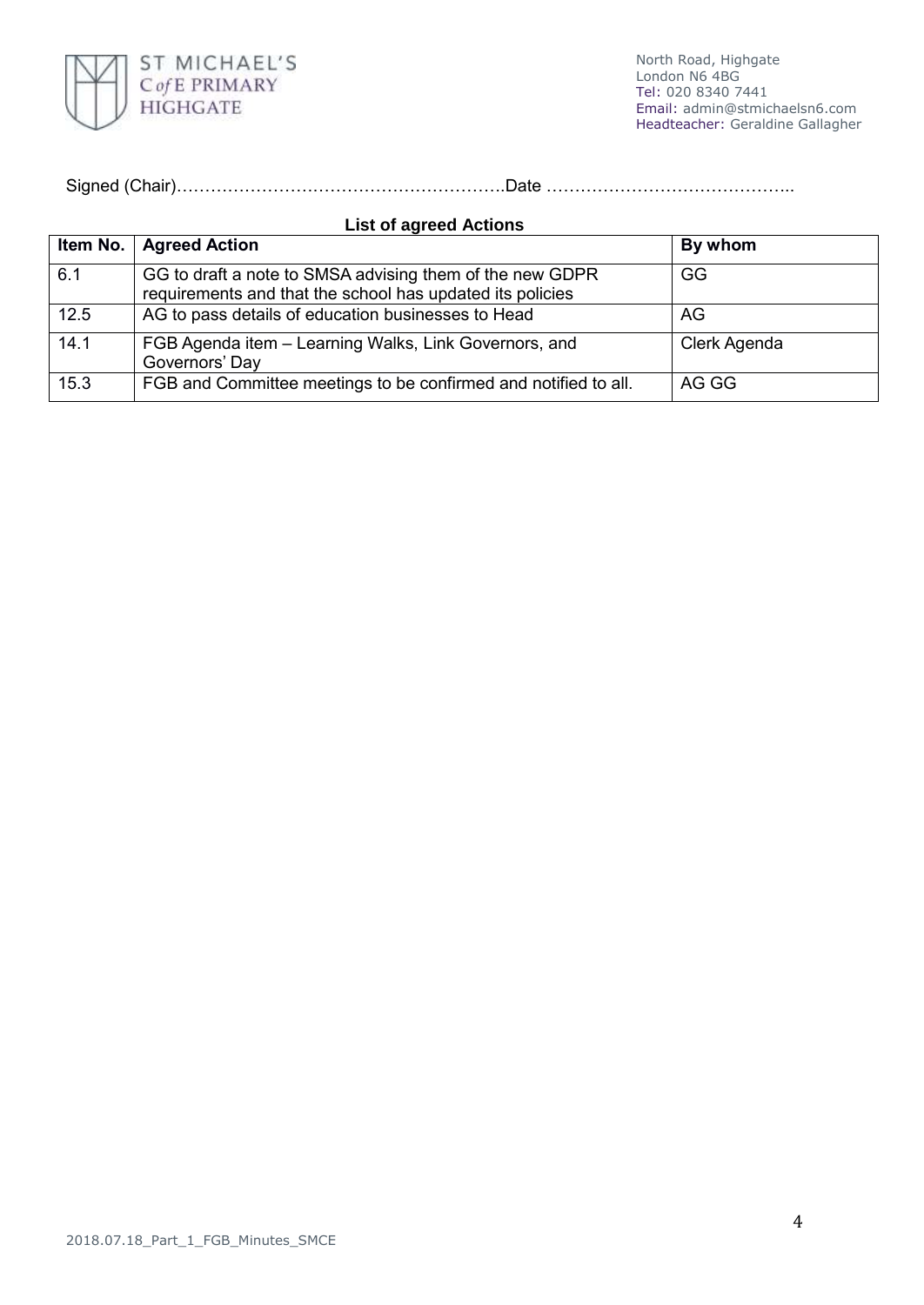ST MICHAEL'S
C of E PRIMARY
HIGHGATE

North Road, Highgate
London N6 4BG
Tel: 020 8340 7441
Email: admin@stmichaelsn6.com
Headteacher: Geraldine Gallagher

Signed (Chair)…………………………………………………Date ……………………………………..

**List of agreed Actions**

| Item No. | Agreed Action | By whom |
|---|---|---|
| 6.1 | GG to draft a note to SMSA advising them of the new GDPR requirements and that the school has updated its policies | GG |
| 12.5 | AG to pass details of education businesses to Head | AG |
| 14.1 | FGB Agenda item – Learning Walks, Link Governors, and Governors' Day | Clerk Agenda |
| 15.3 | FGB and Committee meetings to be confirmed and notified to all. | AG GG |

2018.07.18_Part_1_FGB_Minutes_SMCE